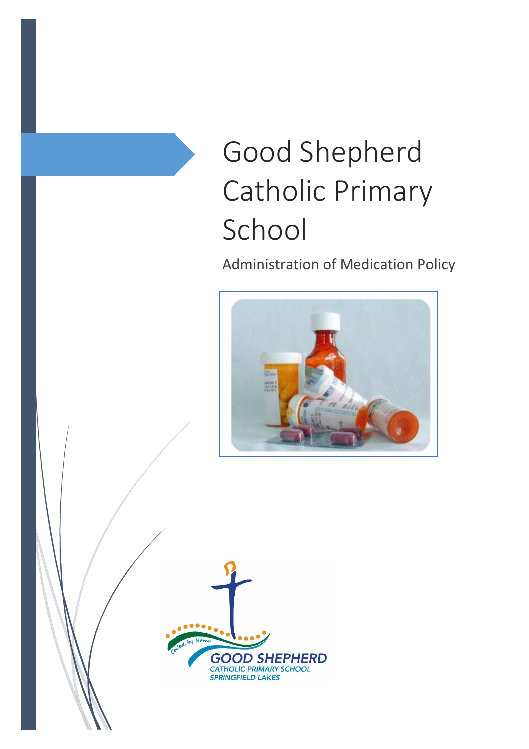# Good Shepherd Catholic Primary School

Administration of Medication Policy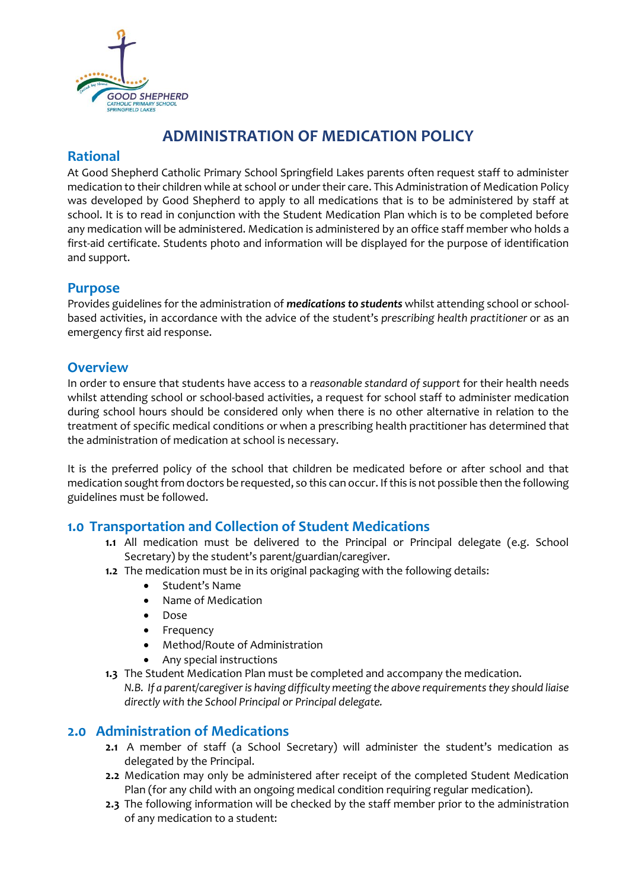# ADMINISTRATION OF MEDICATION POLICY

## Rational

At Good Shepherd Catholic Primary School Springfield Lakes parents often request staff to administer medication to their children while at school or under their care. This Administration of Medication Policy was developed by Good Shepherd to apply to all medications that is to be administered by staff at school. It is to read in conjunction with the Student Medication Plan which is to be completed before any medication will be administered. Medication is administered by an office staff member who holds a first-aid certificate. Students photo and information will be displayed for the purpose of identification and support.

## Purpose

Provides guidelines for the administration of ***medications to students*** whilst attending school or school-based activities, in accordance with the advice of the student's *prescribing health practitioner* or as an emergency first aid response.

## Overview

In order to ensure that students have access to a *reasonable standard of support* for their health needs whilst attending school or school-based activities, a request for school staff to administer medication during school hours should be considered only when there is no other alternative in relation to the treatment of specific medical conditions or when a prescribing health practitioner has determined that the administration of medication at school is necessary.

It is the preferred policy of the school that children be medicated before or after school and that medication sought from doctors be requested, so this can occur. If this is not possible then the following guidelines must be followed.

## 1.0 Transportation and Collection of Student Medications

**1.1** All medication must be delivered to the Principal or Principal delegate (e.g. School Secretary) by the student's parent/guardian/caregiver.

**1.2** The medication must be in its original packaging with the following details:

- Student's Name
- Name of Medication
- Dose
- Frequency
- Method/Route of Administration
- Any special instructions

**1.3** The Student Medication Plan must be completed and accompany the medication.
*N.B. If a parent/caregiver is having difficulty meeting the above requirements they should liaise directly with the School Principal or Principal delegate.*

## 2.0 Administration of Medications

**2.1** A member of staff (a School Secretary) will administer the student's medication as delegated by the Principal.

**2.2** Medication may only be administered after receipt of the completed Student Medication Plan (for any child with an ongoing medical condition requiring regular medication).

**2.3** The following information will be checked by the staff member prior to the administration of any medication to a student: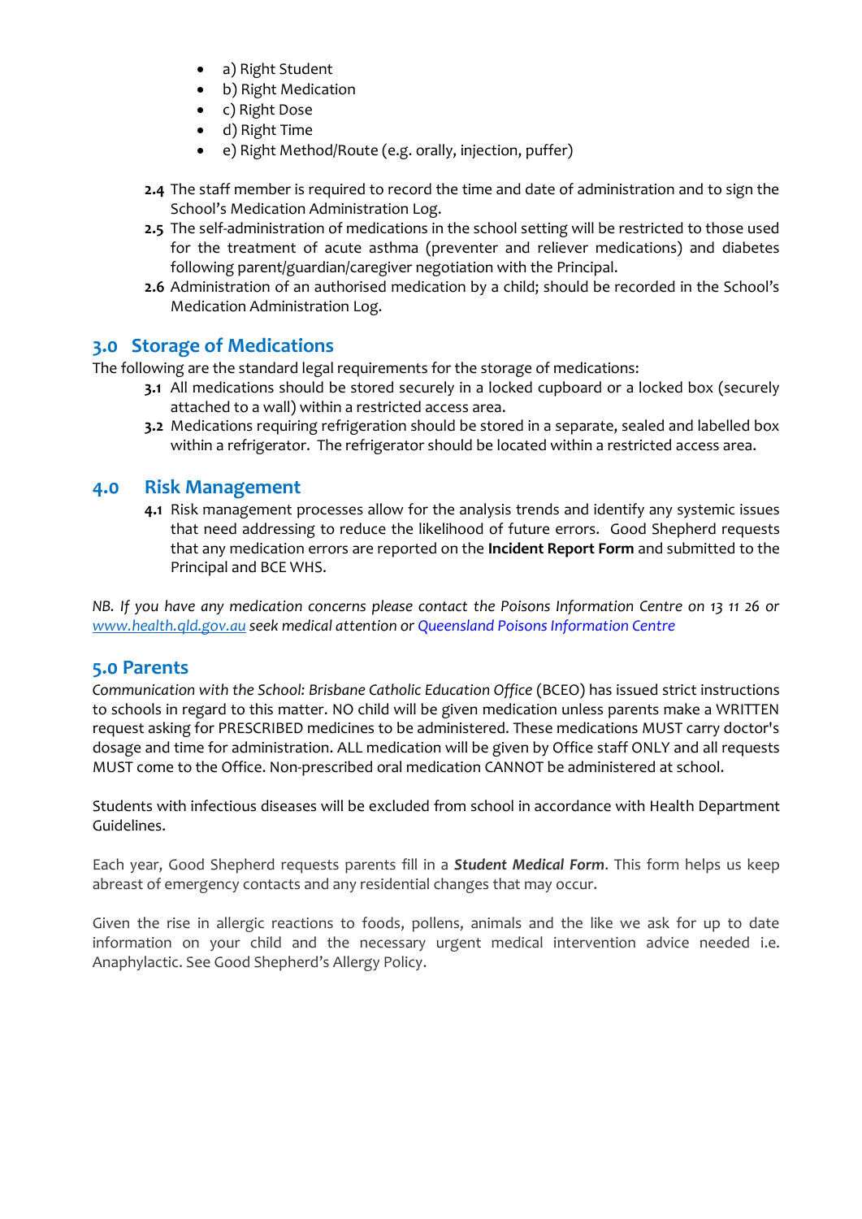- a) Right Student
- b) Right Medication
- c) Right Dose
- d) Right Time
- e) Right Method/Route (e.g. orally, injection, puffer)

**2.4** The staff member is required to record the time and date of administration and to sign the School's Medication Administration Log.

**2.5** The self-administration of medications in the school setting will be restricted to those used for the treatment of acute asthma (preventer and reliever medications) and diabetes following parent/guardian/caregiver negotiation with the Principal.

**2.6** Administration of an authorised medication by a child; should be recorded in the School's Medication Administration Log.

## 3.0 Storage of Medications

The following are the standard legal requirements for the storage of medications:

**3.1** All medications should be stored securely in a locked cupboard or a locked box (securely attached to a wall) within a restricted access area.

**3.2** Medications requiring refrigeration should be stored in a separate, sealed and labelled box within a refrigerator. The refrigerator should be located within a restricted access area.

## 4.0 Risk Management

**4.1** Risk management processes allow for the analysis trends and identify any systemic issues that need addressing to reduce the likelihood of future errors. Good Shepherd requests that any medication errors are reported on the **Incident Report Form** and submitted to the Principal and BCE WHS.

*NB. If you have any medication concerns please contact the Poisons Information Centre on 13 11 26 or [www.health.qld.gov.au](http://www.health.qld.gov.au) seek medical attention or Queensland Poisons Information Centre*

## 5.0 Parents

*Communication with the School: Brisbane Catholic Education Office* (BCEO) has issued strict instructions to schools in regard to this matter. NO child will be given medication unless parents make a WRITTEN request asking for PRESCRIBED medicines to be administered. These medications MUST carry doctor's dosage and time for administration. ALL medication will be given by Office staff ONLY and all requests MUST come to the Office. Non-prescribed oral medication CANNOT be administered at school.

Students with infectious diseases will be excluded from school in accordance with Health Department Guidelines.

Each year, Good Shepherd requests parents fill in a ***Student Medical Form***. This form helps us keep abreast of emergency contacts and any residential changes that may occur.

Given the rise in allergic reactions to foods, pollens, animals and the like we ask for up to date information on your child and the necessary urgent medical intervention advice needed i.e. Anaphylactic. See Good Shepherd's Allergy Policy.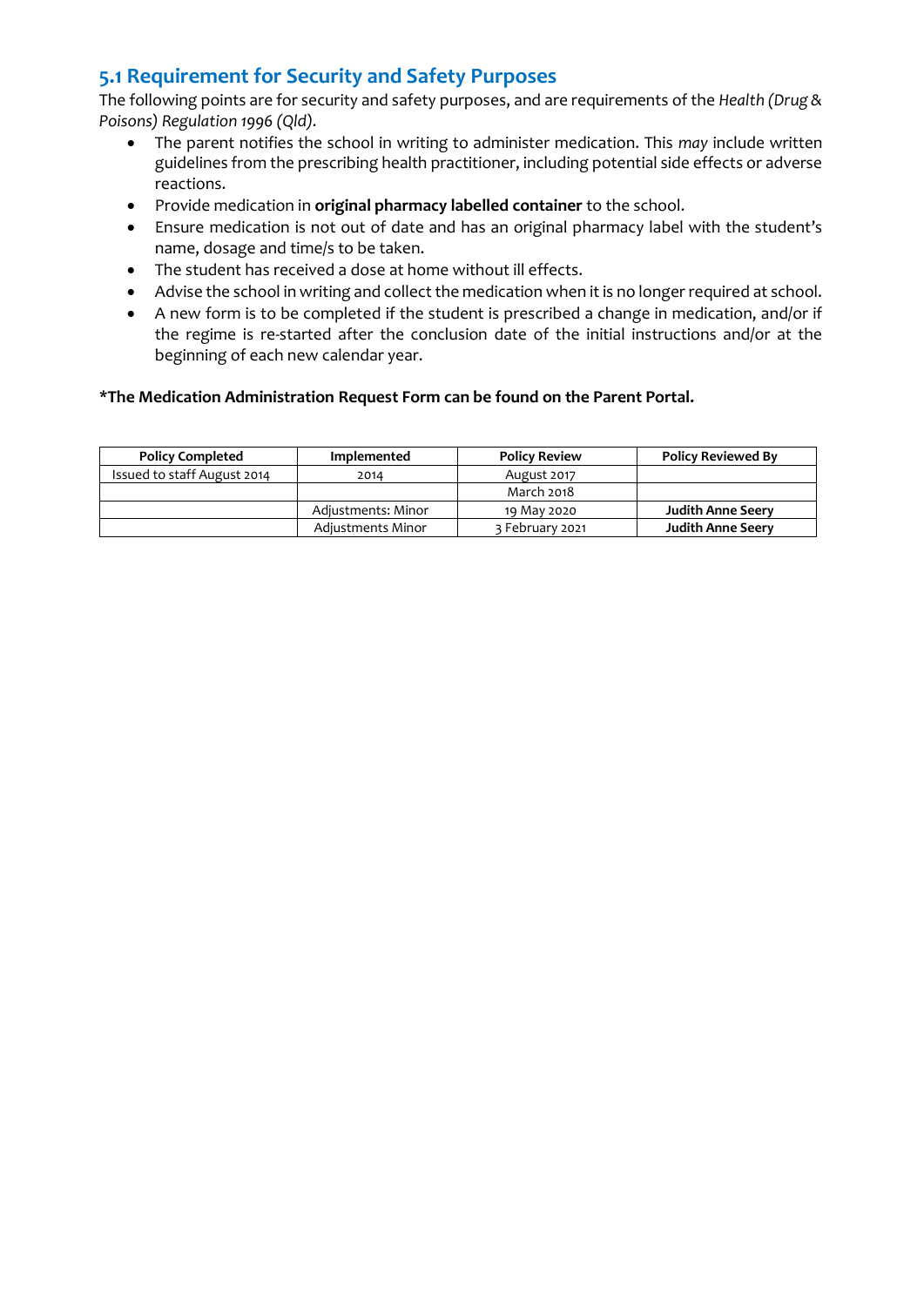## 5.1 Requirement for Security and Safety Purposes

The following points are for security and safety purposes, and are requirements of the *Health (Drug & Poisons) Regulation 1996 (Qld)*.

- The parent notifies the school in writing to administer medication. This *may* include written guidelines from the prescribing health practitioner, including potential side effects or adverse reactions.
- Provide medication in **original pharmacy labelled container** to the school.
- Ensure medication is not out of date and has an original pharmacy label with the student's name, dosage and time/s to be taken.
- The student has received a dose at home without ill effects.
- Advise the school in writing and collect the medication when it is no longer required at school.
- A new form is to be completed if the student is prescribed a change in medication, and/or if the regime is re-started after the conclusion date of the initial instructions and/or at the beginning of each new calendar year.

**\*The Medication Administration Request Form can be found on the Parent Portal.**

| Policy Completed | Implemented | Policy Review | Policy Reviewed By |
|---|---|---|---|
| Issued to staff August 2014 | 2014 | August 2017 | |
| | | March 2018 | |
| | Adjustments: Minor | 19 May 2020 | **Judith Anne Seery** |
| | Adjustments Minor | 3 February 2021 | **Judith Anne Seery** |